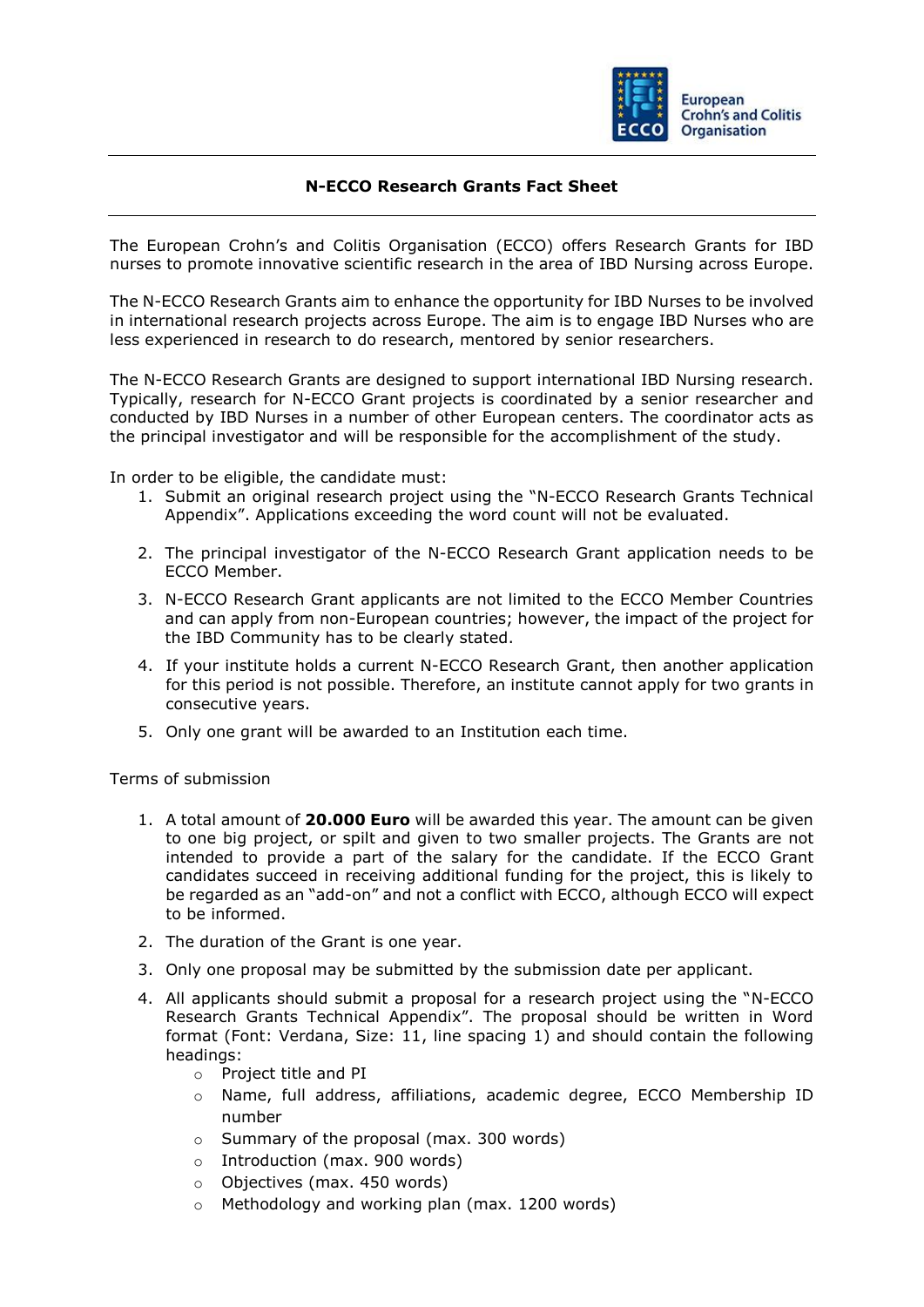# N-ECCO Research Grants Fact Sheet

The European Crohn's and Colitis Organisation (ECCO) offers Research Grants for IBD nurses to promote innovative scientific research in the area of IBD Nursing across Europe.

The N-ECCO Research Grants aim to enhance the opportunity for IBD Nurses to be involved in international research projects across Europe. The aim is to engage IBD Nurses who are less experienced in research to do research, mentored by senior researchers.

The N-ECCO Research Grants are designed to support international IBD Nursing research. Typically, research for N-ECCO Grant projects is coordinated by a senior researcher and conducted by IBD Nurses in a number of other European centers. The coordinator acts as the principal investigator and will be responsible for the accomplishment of the study.

In order to be eligible, the candidate must:

1. Submit an original research project using the "N-ECCO Research Grants Technical Appendix". Applications exceeding the word count will not be evaluated.
2. The principal investigator of the N-ECCO Research Grant application needs to be ECCO Member.
3. N-ECCO Research Grant applicants are not limited to the ECCO Member Countries and can apply from non-European countries; however, the impact of the project for the IBD Community has to be clearly stated.
4. If your institute holds a current N-ECCO Research Grant, then another application for this period is not possible. Therefore, an institute cannot apply for two grants in consecutive years.
5. Only one grant will be awarded to an Institution each time.

Terms of submission

1. A total amount of **20.000 Euro** will be awarded this year. The amount can be given to one big project, or spilt and given to two smaller projects. The Grants are not intended to provide a part of the salary for the candidate. If the ECCO Grant candidates succeed in receiving additional funding for the project, this is likely to be regarded as an "add-on" and not a conflict with ECCO, although ECCO will expect to be informed.
2. The duration of the Grant is one year.
3. Only one proposal may be submitted by the submission date per applicant.
4. All applicants should submit a proposal for a research project using the "N-ECCO Research Grants Technical Appendix". The proposal should be written in Word format (Font: Verdana, Size: 11, line spacing 1) and should contain the following headings:
   - Project title and PI
   - Name, full address, affiliations, academic degree, ECCO Membership ID number
   - Summary of the proposal (max. 300 words)
   - Introduction (max. 900 words)
   - Objectives (max. 450 words)
   - Methodology and working plan (max. 1200 words)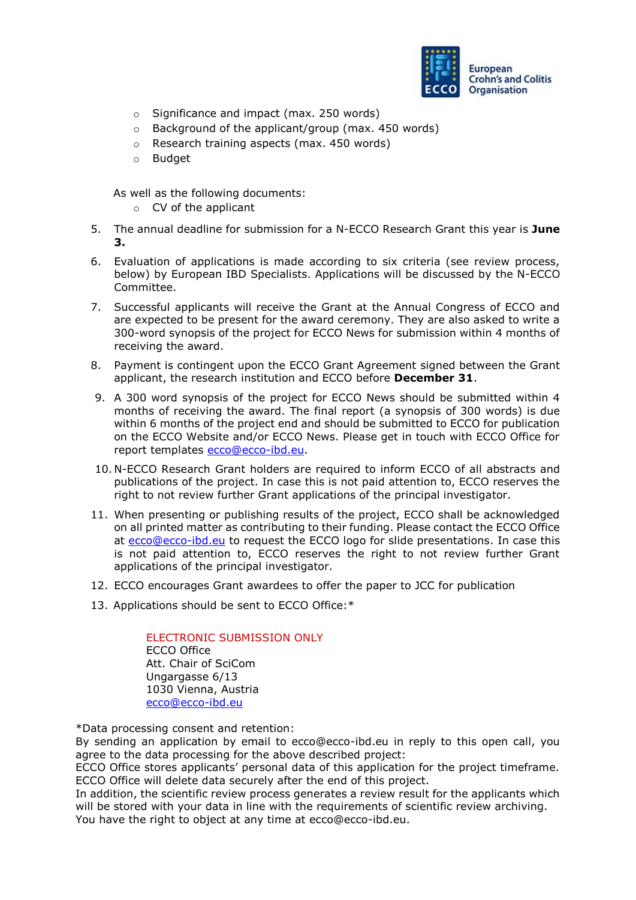- Significance and impact (max. 250 words)
- Background of the applicant/group (max. 450 words)
- Research training aspects (max. 450 words)
- Budget

As well as the following documents:

- CV of the applicant

5. The annual deadline for submission for a N-ECCO Research Grant this year is **June 3.**
6. Evaluation of applications is made according to six criteria (see review process, below) by European IBD Specialists. Applications will be discussed by the N-ECCO Committee.
7. Successful applicants will receive the Grant at the Annual Congress of ECCO and are expected to be present for the award ceremony. They are also asked to write a 300-word synopsis of the project for ECCO News for submission within 4 months of receiving the award.
8. Payment is contingent upon the ECCO Grant Agreement signed between the Grant applicant, the research institution and ECCO before **December 31**.
9. A 300 word synopsis of the project for ECCO News should be submitted within 4 months of receiving the award. The final report (a synopsis of 300 words) is due within 6 months of the project end and should be submitted to ECCO for publication on the ECCO Website and/or ECCO News. Please get in touch with ECCO Office for report templates ecco@ecco-ibd.eu.
10. N-ECCO Research Grant holders are required to inform ECCO of all abstracts and publications of the project. In case this is not paid attention to, ECCO reserves the right to not review further Grant applications of the principal investigator.
11. When presenting or publishing results of the project, ECCO shall be acknowledged on all printed matter as contributing to their funding. Please contact the ECCO Office at ecco@ecco-ibd.eu to request the ECCO logo for slide presentations. In case this is not paid attention to, ECCO reserves the right to not review further Grant applications of the principal investigator.
12. ECCO encourages Grant awardees to offer the paper to JCC for publication
13. Applications should be sent to ECCO Office:*

ELECTRONIC SUBMISSION ONLY
ECCO Office
Att. Chair of SciCom
Ungargasse 6/13
1030 Vienna, Austria
ecco@ecco-ibd.eu

*Data processing consent and retention:
By sending an application by email to ecco@ecco-ibd.eu in reply to this open call, you agree to the data processing for the above described project:
ECCO Office stores applicants' personal data of this application for the project timeframe. ECCO Office will delete data securely after the end of this project.
In addition, the scientific review process generates a review result for the applicants which will be stored with your data in line with the requirements of scientific review archiving.
You have the right to object at any time at ecco@ecco-ibd.eu.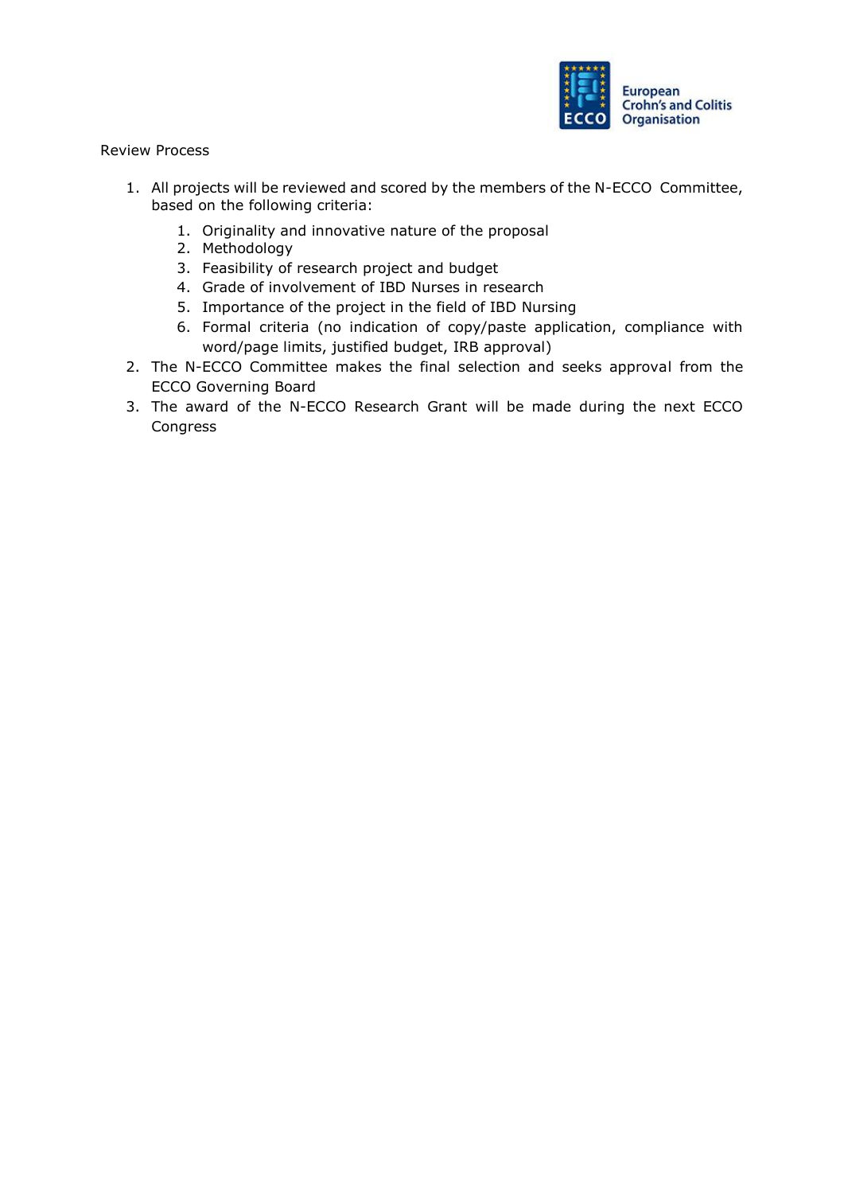Review Process

1. All projects will be reviewed and scored by the members of the N-ECCO Committee, based on the following criteria:
    1. Originality and innovative nature of the proposal
    2. Methodology
    3. Feasibility of research project and budget
    4. Grade of involvement of IBD Nurses in research
    5. Importance of the project in the field of IBD Nursing
    6. Formal criteria (no indication of copy/paste application, compliance with word/page limits, justified budget, IRB approval)
2. The N-ECCO Committee makes the final selection and seeks approval from the ECCO Governing Board
3. The award of the N-ECCO Research Grant will be made during the next ECCO Congress